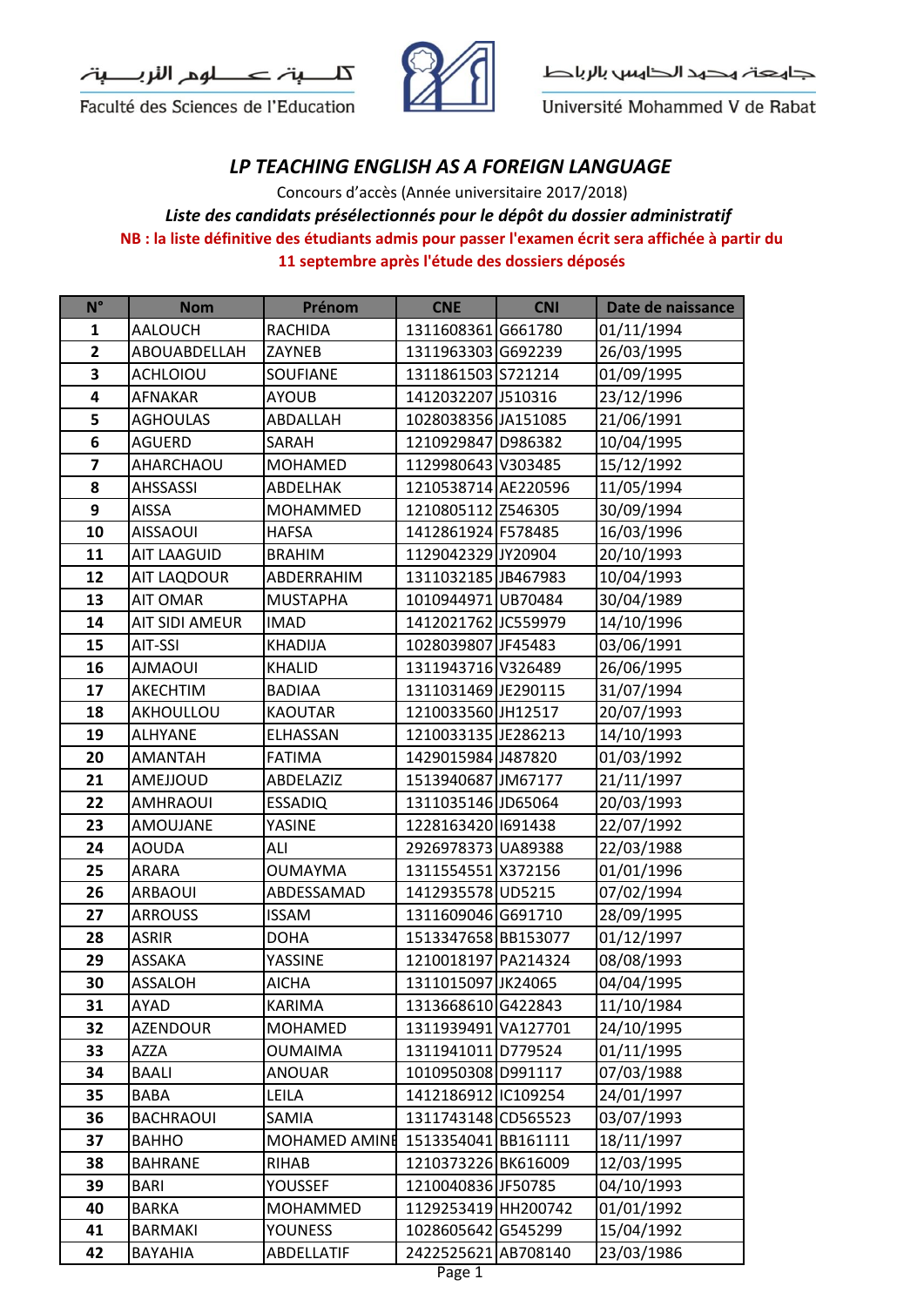كليـة علـوم التربيـة
Faculté des Sciences de l'Education

جامعة محمد الخامس بالرباط
Université Mohammed V de Rabat

# *LP TEACHING ENGLISH AS A FOREIGN LANGUAGE*

Concours d'accès (Année universitaire 2017/2018)

***Liste des candidats présélectionnés pour le dépôt du dossier administratif***

**NB : la liste définitive des étudiants admis pour passer l'examen écrit sera affichée à partir du 11 septembre après l'étude des dossiers déposés**

| N° | Nom | Prénom | CNE | CNI | Date de naissance |
|---|---|---|---|---|---|
| 1 | AALOUCH | RACHIDA | 1311608361 | G661780 | 01/11/1994 |
| 2 | ABOUABDELLAH | ZAYNEB | 1311963303 | G692239 | 26/03/1995 |
| 3 | ACHLOIOU | SOUFIANE | 1311861503 | S721214 | 01/09/1995 |
| 4 | AFNAKAR | AYOUB | 1412032207 | J510316 | 23/12/1996 |
| 5 | AGHOULAS | ABDALLAH | 1028038356 | JA151085 | 21/06/1991 |
| 6 | AGUERD | SARAH | 1210929847 | D986382 | 10/04/1995 |
| 7 | AHARCHAOU | MOHAMED | 1129980643 | V303485 | 15/12/1992 |
| 8 | AHSSASSI | ABDELHAK | 1210538714 | AE220596 | 11/05/1994 |
| 9 | AISSA | MOHAMMED | 1210805112 | Z546305 | 30/09/1994 |
| 10 | AISSAOUI | HAFSA | 1412861924 | F578485 | 16/03/1996 |
| 11 | AIT LAAGUID | BRAHIM | 1129042329 | JY20904 | 20/10/1993 |
| 12 | AIT LAQDOUR | ABDERRAHIM | 1311032185 | JB467983 | 10/04/1993 |
| 13 | AIT OMAR | MUSTAPHA | 1010944971 | UB70484 | 30/04/1989 |
| 14 | AIT SIDI AMEUR | IMAD | 1412021762 | JC559979 | 14/10/1996 |
| 15 | AIT-SSI | KHADIJA | 1028039807 | JF45483 | 03/06/1991 |
| 16 | AJMAOUI | KHALID | 1311943716 | V326489 | 26/06/1995 |
| 17 | AKECHTIM | BADIAA | 1311031469 | JE290115 | 31/07/1994 |
| 18 | AKHOULLOU | KAOUTAR | 1210033560 | JH12517 | 20/07/1993 |
| 19 | ALHYANE | ELHASSAN | 1210033135 | JE286213 | 14/10/1993 |
| 20 | AMANTAH | FATIMA | 1429015984 | J487820 | 01/03/1992 |
| 21 | AMEJJOUD | ABDELAZIZ | 1513940687 | JM67177 | 21/11/1997 |
| 22 | AMHRAOUI | ESSADIQ | 1311035146 | JD65064 | 20/03/1993 |
| 23 | AMOUJANE | YASINE | 1228163420 | I691438 | 22/07/1992 |
| 24 | AOUDA | ALI | 2926978373 | UA89388 | 22/03/1988 |
| 25 | ARARA | OUMAYMA | 1311554551 | X372156 | 01/01/1996 |
| 26 | ARBAOUI | ABDESSAMAD | 1412935578 | UD5215 | 07/02/1994 |
| 27 | ARROUSS | ISSAM | 1311609046 | G691710 | 28/09/1995 |
| 28 | ASRIR | DOHA | 1513347658 | BB153077 | 01/12/1997 |
| 29 | ASSAKA | YASSINE | 1210018197 | PA214324 | 08/08/1993 |
| 30 | ASSALOH | AICHA | 1311015097 | JK24065 | 04/04/1995 |
| 31 | AYAD | KARIMA | 1313668610 | G422843 | 11/10/1984 |
| 32 | AZENDOUR | MOHAMED | 1311939491 | VA127701 | 24/10/1995 |
| 33 | AZZA | OUMAIMA | 1311941011 | D779524 | 01/11/1995 |
| 34 | BAALI | ANOUAR | 1010950308 | D991117 | 07/03/1988 |
| 35 | BABA | LEILA | 1412186912 | IC109254 | 24/01/1997 |
| 36 | BACHRAOUI | SAMIA | 1311743148 | CD565523 | 03/07/1993 |
| 37 | BAHHO | MOHAMED AMINE | 1513354041 | BB161111 | 18/11/1997 |
| 38 | BAHRANE | RIHAB | 1210373226 | BK616009 | 12/03/1995 |
| 39 | BARI | YOUSSEF | 1210040836 | JF50785 | 04/10/1993 |
| 40 | BARKA | MOHAMMED | 1129253419 | HH200742 | 01/01/1992 |
| 41 | BARMAKI | YOUNESS | 1028605642 | G545299 | 15/04/1992 |
| 42 | BAYAHIA | ABDELLATIF | 2422525621 | AB708140 | 23/03/1986 |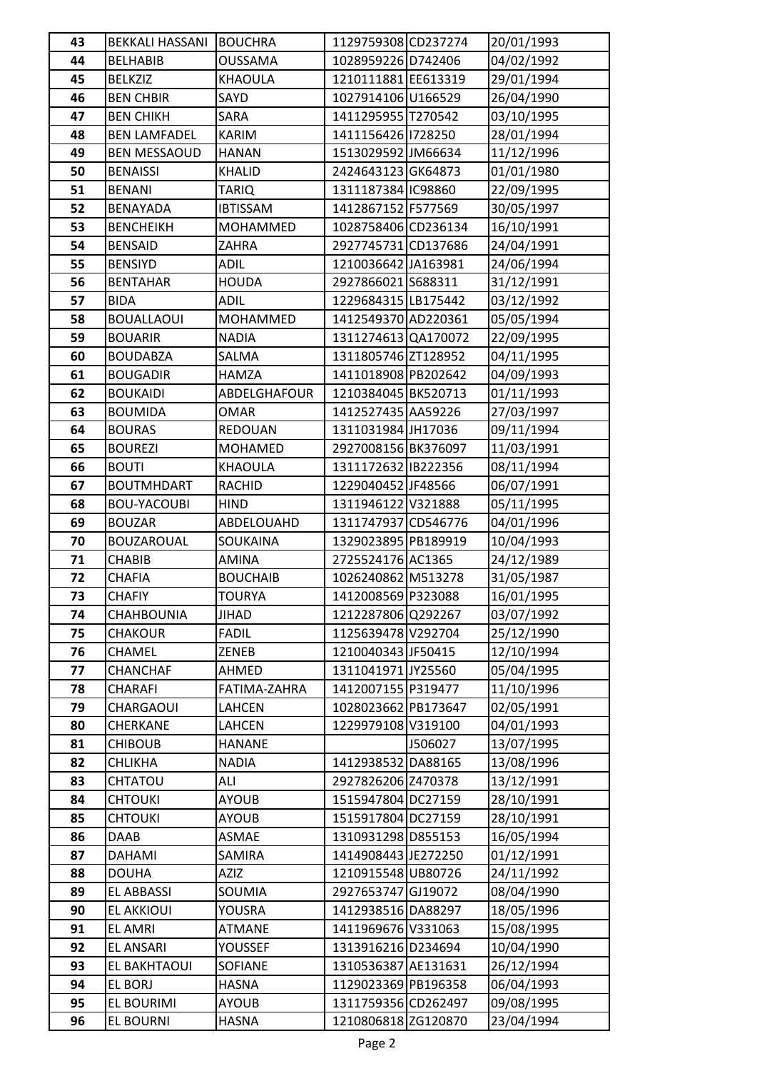| | | | | | |
|---|---|---|---|---|---|
| 43 | BEKKALI HASSANI | BOUCHRA | 1129759308 | CD237274 | 20/01/1993 |
| 44 | BELHABIB | OUSSAMA | 1028959226 | D742406 | 04/02/1992 |
| 45 | BELKZIZ | KHAOULA | 1210111881 | EE613319 | 29/01/1994 |
| 46 | BEN CHBIR | SAYD | 1027914106 | U166529 | 26/04/1990 |
| 47 | BEN CHIKH | SARA | 1411295955 | T270542 | 03/10/1995 |
| 48 | BEN LAMFADEL | KARIM | 1411156426 | I728250 | 28/01/1994 |
| 49 | BEN MESSAOUD | HANAN | 1513029592 | JM66634 | 11/12/1996 |
| 50 | BENAISSI | KHALID | 2424643123 | GK64873 | 01/01/1980 |
| 51 | BENANI | TARIQ | 1311187384 | IC98860 | 22/09/1995 |
| 52 | BENAYADA | IBTISSAM | 1412867152 | F577569 | 30/05/1997 |
| 53 | BENCHEIKH | MOHAMMED | 1028758406 | CD236134 | 16/10/1991 |
| 54 | BENSAID | ZAHRA | 2927745731 | CD137686 | 24/04/1991 |
| 55 | BENSIYD | ADIL | 1210036642 | JA163981 | 24/06/1994 |
| 56 | BENTAHAR | HOUDA | 2927866021 | S688311 | 31/12/1991 |
| 57 | BIDA | ADIL | 1229684315 | LB175442 | 03/12/1992 |
| 58 | BOUALLAOUI | MOHAMMED | 1412549370 | AD220361 | 05/05/1994 |
| 59 | BOUARIR | NADIA | 1311274613 | QA170072 | 22/09/1995 |
| 60 | BOUDABZA | SALMA | 1311805746 | ZT128952 | 04/11/1995 |
| 61 | BOUGADIR | HAMZA | 1411018908 | PB202642 | 04/09/1993 |
| 62 | BOUKAIDI | ABDELGHAFOUR | 1210384045 | BK520713 | 01/11/1993 |
| 63 | BOUMIDA | OMAR | 1412527435 | AA59226 | 27/03/1997 |
| 64 | BOURAS | REDOUAN | 1311031984 | JH17036 | 09/11/1994 |
| 65 | BOUREZI | MOHAMED | 2927008156 | BK376097 | 11/03/1991 |
| 66 | BOUTI | KHAOULA | 1311172632 | IB222356 | 08/11/1994 |
| 67 | BOUTMHDART | RACHID | 1229040452 | JF48566 | 06/07/1991 |
| 68 | BOU-YACOUBI | HIND | 1311946122 | V321888 | 05/11/1995 |
| 69 | BOUZAR | ABDELOUAHD | 1311747937 | CD546776 | 04/01/1996 |
| 70 | BOUZAROUAL | SOUKAINA | 1329023895 | PB189919 | 10/04/1993 |
| 71 | CHABIB | AMINA | 2725524176 | AC1365 | 24/12/1989 |
| 72 | CHAFIA | BOUCHAIB | 1026240862 | M513278 | 31/05/1987 |
| 73 | CHAFIY | TOURYA | 1412008569 | P323088 | 16/01/1995 |
| 74 | CHAHBOUNIA | JIHAD | 1212287806 | Q292267 | 03/07/1992 |
| 75 | CHAKOUR | FADIL | 1125639478 | V292704 | 25/12/1990 |
| 76 | CHAMEL | ZENEB | 1210040343 | JF50415 | 12/10/1994 |
| 77 | CHANCHAF | AHMED | 1311041971 | JY25560 | 05/04/1995 |
| 78 | CHARAFI | FATIMA-ZAHRA | 1412007155 | P319477 | 11/10/1996 |
| 79 | CHARGAOUI | LAHCEN | 1028023662 | PB173647 | 02/05/1991 |
| 80 | CHERKANE | LAHCEN | 1229979108 | V319100 | 04/01/1993 |
| 81 | CHIBOUB | HANANE | | J506027 | 13/07/1995 |
| 82 | CHLIKHA | NADIA | 1412938532 | DA88165 | 13/08/1996 |
| 83 | CHTATOU | ALI | 2927826206 | Z470378 | 13/12/1991 |
| 84 | CHTOUKI | AYOUB | 1515947804 | DC27159 | 28/10/1991 |
| 85 | CHTOUKI | AYOUB | 1515917804 | DC27159 | 28/10/1991 |
| 86 | DAAB | ASMAE | 1310931298 | D855153 | 16/05/1994 |
| 87 | DAHAMI | SAMIRA | 1414908443 | JE272250 | 01/12/1991 |
| 88 | DOUHA | AZIZ | 1210915548 | UB80726 | 24/11/1992 |
| 89 | EL ABBASSI | SOUMIA | 2927653747 | GJ19072 | 08/04/1990 |
| 90 | EL AKKIOUI | YOUSRA | 1412938516 | DA88297 | 18/05/1996 |
| 91 | EL AMRI | ATMANE | 1411969676 | V331063 | 15/08/1995 |
| 92 | EL ANSARI | YOUSSEF | 1313916216 | D234694 | 10/04/1990 |
| 93 | EL BAKHTAOUI | SOFIANE | 1310536387 | AE131631 | 26/12/1994 |
| 94 | EL BORJ | HASNA | 1129023369 | PB196358 | 06/04/1993 |
| 95 | EL BOURIMI | AYOUB | 1311759356 | CD262497 | 09/08/1995 |
| 96 | EL BOURNI | HASNA | 1210806818 | ZG120870 | 23/04/1994 |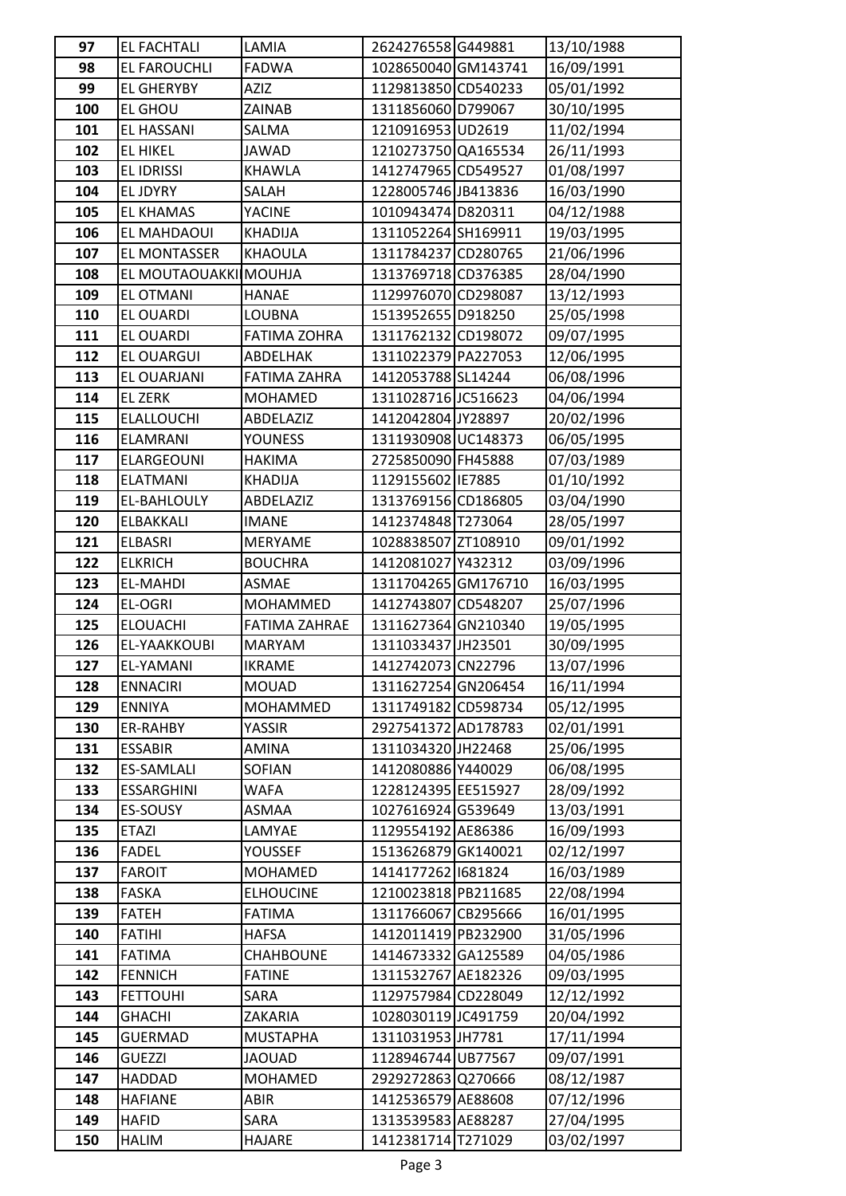| 97 | EL FACHTALI | LAMIA | 2624276558 | G449881 | 13/10/1988 |
|---|---|---|---|---|---|
| 98 | EL FAROUCHLI | FADWA | 1028650040 | GM143741 | 16/09/1991 |
| 99 | EL GHERYBY | AZIZ | 1129813850 | CD540233 | 05/01/1992 |
| 100 | EL GHOU | ZAINAB | 1311856060 | D799067 | 30/10/1995 |
| 101 | EL HASSANI | SALMA | 1210916953 | UD2619 | 11/02/1994 |
| 102 | EL HIKEL | JAWAD | 1210273750 | QA165534 | 26/11/1993 |
| 103 | EL IDRISSI | KHAWLA | 1412747965 | CD549527 | 01/08/1997 |
| 104 | EL JDYRY | SALAH | 1228005746 | JB413836 | 16/03/1990 |
| 105 | EL KHAMAS | YACINE | 1010943474 | D820311 | 04/12/1988 |
| 106 | EL MAHDAOUI | KHADIJA | 1311052264 | SH169911 | 19/03/1995 |
| 107 | EL MONTASSER | KHAOULA | 1311784237 | CD280765 | 21/06/1996 |
| 108 | EL MOUTAOUAKKI | MOUHJA | 1313769718 | CD376385 | 28/04/1990 |
| 109 | EL OTMANI | HANAE | 1129976070 | CD298087 | 13/12/1993 |
| 110 | EL OUARDI | LOUBNA | 1513952655 | D918250 | 25/05/1998 |
| 111 | EL OUARDI | FATIMA ZOHRA | 1311762132 | CD198072 | 09/07/1995 |
| 112 | EL OUARGUI | ABDELHAK | 1311022379 | PA227053 | 12/06/1995 |
| 113 | EL OUARJANI | FATIMA ZAHRA | 1412053788 | SL14244 | 06/08/1996 |
| 114 | EL ZERK | MOHAMED | 1311028716 | JC516623 | 04/06/1994 |
| 115 | ELALLOUCHI | ABDELAZIZ | 1412042804 | JY28897 | 20/02/1996 |
| 116 | ELAMRANI | YOUNESS | 1311930908 | UC148373 | 06/05/1995 |
| 117 | ELARGEOUNI | HAKIMA | 2725850090 | FH45888 | 07/03/1989 |
| 118 | ELATMANI | KHADIJA | 1129155602 | IE7885 | 01/10/1992 |
| 119 | EL-BAHLOULY | ABDELAZIZ | 1313769156 | CD186805 | 03/04/1990 |
| 120 | ELBAKKALI | IMANE | 1412374848 | T273064 | 28/05/1997 |
| 121 | ELBASRI | MERYAME | 1028838507 | ZT108910 | 09/01/1992 |
| 122 | ELKRICH | BOUCHRA | 1412081027 | Y432312 | 03/09/1996 |
| 123 | EL-MAHDI | ASMAE | 1311704265 | GM176710 | 16/03/1995 |
| 124 | EL-OGRI | MOHAMMED | 1412743807 | CD548207 | 25/07/1996 |
| 125 | ELOUACHI | FATIMA ZAHRAE | 1311627364 | GN210340 | 19/05/1995 |
| 126 | EL-YAAKKOUBI | MARYAM | 1311033437 | JH23501 | 30/09/1995 |
| 127 | EL-YAMANI | IKRAME | 1412742073 | CN22796 | 13/07/1996 |
| 128 | ENNACIRI | MOUAD | 1311627254 | GN206454 | 16/11/1994 |
| 129 | ENNIYA | MOHAMMED | 1311749182 | CD598734 | 05/12/1995 |
| 130 | ER-RAHBY | YASSIR | 2927541372 | AD178783 | 02/01/1991 |
| 131 | ESSABIR | AMINA | 1311034320 | JH22468 | 25/06/1995 |
| 132 | ES-SAMLALI | SOFIAN | 1412080886 | Y440029 | 06/08/1995 |
| 133 | ESSARGHINI | WAFA | 1228124395 | EE515927 | 28/09/1992 |
| 134 | ES-SOUSY | ASMAA | 1027616924 | G539649 | 13/03/1991 |
| 135 | ETAZI | LAMYAE | 1129554192 | AE86386 | 16/09/1993 |
| 136 | FADEL | YOUSSEF | 1513626879 | GK140021 | 02/12/1997 |
| 137 | FAROIT | MOHAMED | 1414177262 | I681824 | 16/03/1989 |
| 138 | FASKA | ELHOUCINE | 1210023818 | PB211685 | 22/08/1994 |
| 139 | FATEH | FATIMA | 1311766067 | CB295666 | 16/01/1995 |
| 140 | FATIHI | HAFSA | 1412011419 | PB232900 | 31/05/1996 |
| 141 | FATIMA | CHAHBOUNE | 1414673332 | GA125589 | 04/05/1986 |
| 142 | FENNICH | FATINE | 1311532767 | AE182326 | 09/03/1995 |
| 143 | FETTOUHI | SARA | 1129757984 | CD228049 | 12/12/1992 |
| 144 | GHACHI | ZAKARIA | 1028030119 | JC491759 | 20/04/1992 |
| 145 | GUERMAD | MUSTAPHA | 1311031953 | JH7781 | 17/11/1994 |
| 146 | GUEZZI | JAOUAD | 1128946744 | UB77567 | 09/07/1991 |
| 147 | HADDAD | MOHAMED | 2929272863 | Q270666 | 08/12/1987 |
| 148 | HAFIANE | ABIR | 1412536579 | AE88608 | 07/12/1996 |
| 149 | HAFID | SARA | 1313539583 | AE88287 | 27/04/1995 |
| 150 | HALIM | HAJARE | 1412381714 | T271029 | 03/02/1997 |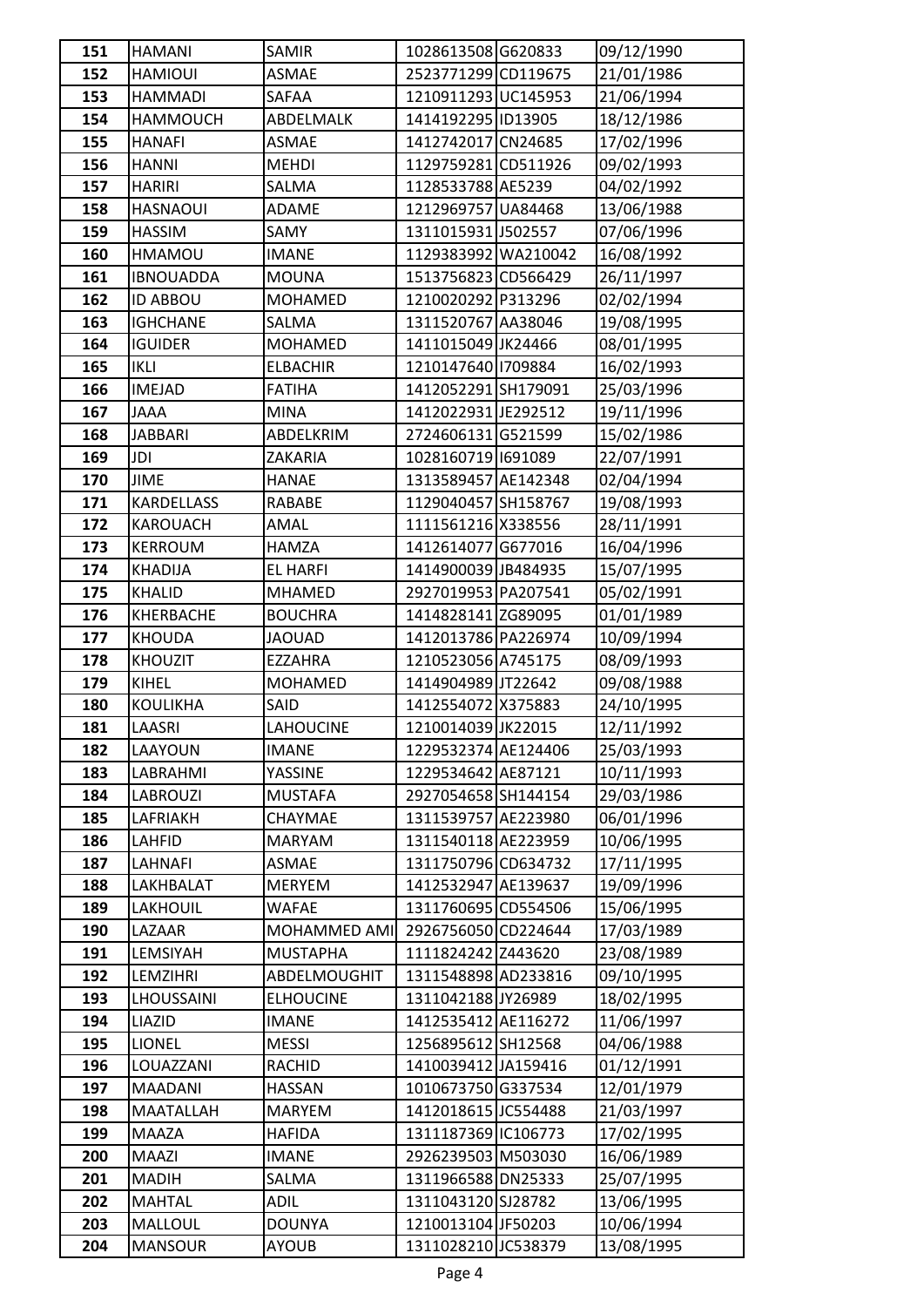| 151 | HAMANI | SAMIR | 1028613508 | G620833 | 09/12/1990 |
|---|---|---|---|---|---|
| 152 | HAMIOUI | ASMAE | 2523771299 | CD119675 | 21/01/1986 |
| 153 | HAMMADI | SAFAA | 1210911293 | UC145953 | 21/06/1994 |
| 154 | HAMMOUCH | ABDELMALK | 1414192295 | ID13905 | 18/12/1986 |
| 155 | HANAFI | ASMAE | 1412742017 | CN24685 | 17/02/1996 |
| 156 | HANNI | MEHDI | 1129759281 | CD511926 | 09/02/1993 |
| 157 | HARIRI | SALMA | 1128533788 | AE5239 | 04/02/1992 |
| 158 | HASNAOUI | ADAME | 1212969757 | UA84468 | 13/06/1988 |
| 159 | HASSIM | SAMY | 1311015931 | J502557 | 07/06/1996 |
| 160 | HMAMOU | IMANE | 1129383992 | WA210042 | 16/08/1992 |
| 161 | IBNOUADDA | MOUNA | 1513756823 | CD566429 | 26/11/1997 |
| 162 | ID ABBOU | MOHAMED | 1210020292 | P313296 | 02/02/1994 |
| 163 | IGHCHANE | SALMA | 1311520767 | AA38046 | 19/08/1995 |
| 164 | IGUIDER | MOHAMED | 1411015049 | JK24466 | 08/01/1995 |
| 165 | IKLI | ELBACHIR | 1210147640 | I709884 | 16/02/1993 |
| 166 | IMEJAD | FATIHA | 1412052291 | SH179091 | 25/03/1996 |
| 167 | JAAA | MINA | 1412022931 | JE292512 | 19/11/1996 |
| 168 | JABBARI | ABDELKRIM | 2724606131 | G521599 | 15/02/1986 |
| 169 | JDI | ZAKARIA | 1028160719 | I691089 | 22/07/1991 |
| 170 | JIME | HANAE | 1313589457 | AE142348 | 02/04/1994 |
| 171 | KARDELLASS | RABABE | 1129040457 | SH158767 | 19/08/1993 |
| 172 | KAROUACH | AMAL | 1111561216 | X338556 | 28/11/1991 |
| 173 | KERROUM | HAMZA | 1412614077 | G677016 | 16/04/1996 |
| 174 | KHADIJA | EL HARFI | 1414900039 | JB484935 | 15/07/1995 |
| 175 | KHALID | MHAMED | 2927019953 | PA207541 | 05/02/1991 |
| 176 | KHERBACHE | BOUCHRA | 1414828141 | ZG89095 | 01/01/1989 |
| 177 | KHOUDA | JAOUAD | 1412013786 | PA226974 | 10/09/1994 |
| 178 | KHOUZIT | EZZAHRA | 1210523056 | A745175 | 08/09/1993 |
| 179 | KIHEL | MOHAMED | 1414904989 | JT22642 | 09/08/1988 |
| 180 | KOULIKHA | SAID | 1412554072 | X375883 | 24/10/1995 |
| 181 | LAASRI | LAHOUCINE | 1210014039 | JK22015 | 12/11/1992 |
| 182 | LAAYOUN | IMANE | 1229532374 | AE124406 | 25/03/1993 |
| 183 | LABRAHMI | YASSINE | 1229534642 | AE87121 | 10/11/1993 |
| 184 | LABROUZI | MUSTAFA | 2927054658 | SH144154 | 29/03/1986 |
| 185 | LAFRIAKH | CHAYMAE | 1311539757 | AE223980 | 06/01/1996 |
| 186 | LAHFID | MARYAM | 1311540118 | AE223959 | 10/06/1995 |
| 187 | LAHNAFI | ASMAE | 1311750796 | CD634732 | 17/11/1995 |
| 188 | LAKHBALAT | MERYEM | 1412532947 | AE139637 | 19/09/1996 |
| 189 | LAKHOUIL | WAFAE | 1311760695 | CD554506 | 15/06/1995 |
| 190 | LAZAAR | MOHAMMED AMI | 2926756050 | CD224644 | 17/03/1989 |
| 191 | LEMSIYAH | MUSTAPHA | 1111824242 | Z443620 | 23/08/1989 |
| 192 | LEMZIHRI | ABDELMOUGHIT | 1311548898 | AD233816 | 09/10/1995 |
| 193 | LHOUSSAINI | ELHOUCINE | 1311042188 | JY26989 | 18/02/1995 |
| 194 | LIAZID | IMANE | 1412535412 | AE116272 | 11/06/1997 |
| 195 | LIONEL | MESSI | 1256895612 | SH12568 | 04/06/1988 |
| 196 | LOUAZZANI | RACHID | 1410039412 | JA159416 | 01/12/1991 |
| 197 | MAADANI | HASSAN | 1010673750 | G337534 | 12/01/1979 |
| 198 | MAATALLAH | MARYEM | 1412018615 | JC554488 | 21/03/1997 |
| 199 | MAAZA | HAFIDA | 1311187369 | IC106773 | 17/02/1995 |
| 200 | MAAZI | IMANE | 2926239503 | M503030 | 16/06/1989 |
| 201 | MADIH | SALMA | 1311966588 | DN25333 | 25/07/1995 |
| 202 | MAHTAL | ADIL | 1311043120 | SJ28782 | 13/06/1995 |
| 203 | MALLOUL | DOUNYA | 1210013104 | JF50203 | 10/06/1994 |
| 204 | MANSOUR | AYOUB | 1311028210 | JC538379 | 13/08/1995 |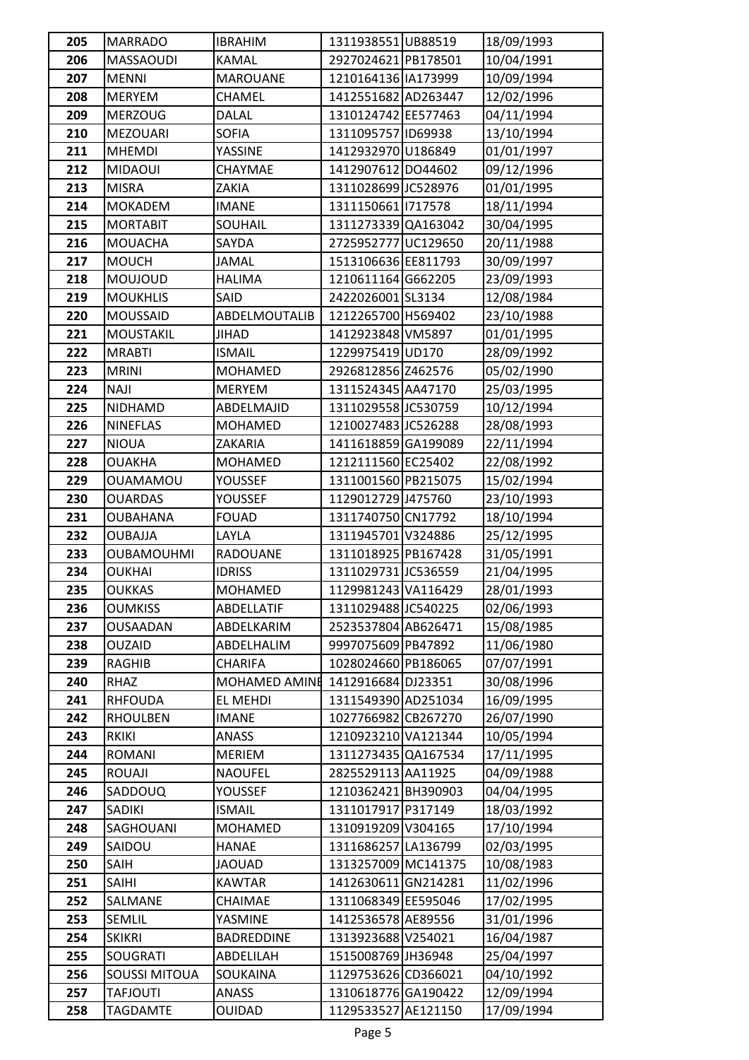| 205 | MARRADO | IBRAHIM | 1311938551 | UB88519 | 18/09/1993 |
|---|---|---|---|---|---|
| 206 | MASSAOUDI | KAMAL | 2927024621 | PB178501 | 10/04/1991 |
| 207 | MENNI | MAROUANE | 1210164136 | IA173999 | 10/09/1994 |
| 208 | MERYEM | CHAMEL | 1412551682 | AD263447 | 12/02/1996 |
| 209 | MERZOUG | DALAL | 1310124742 | EE577463 | 04/11/1994 |
| 210 | MEZOUARI | SOFIA | 1311095757 | ID69938 | 13/10/1994 |
| 211 | MHEMDI | YASSINE | 1412932970 | U186849 | 01/01/1997 |
| 212 | MIDAOUI | CHAYMAE | 1412907612 | DO44602 | 09/12/1996 |
| 213 | MISRA | ZAKIA | 1311028699 | JC528976 | 01/01/1995 |
| 214 | MOKADEM | IMANE | 1311150661 | I717578 | 18/11/1994 |
| 215 | MORTABIT | SOUHAIL | 1311273339 | QA163042 | 30/04/1995 |
| 216 | MOUACHA | SAYDA | 2725952777 | UC129650 | 20/11/1988 |
| 217 | MOUCH | JAMAL | 1513106636 | EE811793 | 30/09/1997 |
| 218 | MOUJOUD | HALIMA | 1210611164 | G662205 | 23/09/1993 |
| 219 | MOUKHLIS | SAID | 2422026001 | SL3134 | 12/08/1984 |
| 220 | MOUSSAID | ABDELMOUTALIB | 1212265700 | H569402 | 23/10/1988 |
| 221 | MOUSTAKIL | JIHAD | 1412923848 | VM5897 | 01/01/1995 |
| 222 | MRABTI | ISMAIL | 1229975419 | UD170 | 28/09/1992 |
| 223 | MRINI | MOHAMED | 2926812856 | Z462576 | 05/02/1990 |
| 224 | NAJI | MERYEM | 1311524345 | AA47170 | 25/03/1995 |
| 225 | NIDHAMD | ABDELMAJID | 1311029558 | JC530759 | 10/12/1994 |
| 226 | NINEFLAS | MOHAMED | 1210027483 | JC526288 | 28/08/1993 |
| 227 | NIOUA | ZAKARIA | 1411618859 | GA199089 | 22/11/1994 |
| 228 | OUAKHA | MOHAMED | 1212111560 | EC25402 | 22/08/1992 |
| 229 | OUAMAMOU | YOUSSEF | 1311001560 | PB215075 | 15/02/1994 |
| 230 | OUARDAS | YOUSSEF | 1129012729 | J475760 | 23/10/1993 |
| 231 | OUBAHANA | FOUAD | 1311740750 | CN17792 | 18/10/1994 |
| 232 | OUBAJJA | LAYLA | 1311945701 | V324886 | 25/12/1995 |
| 233 | OUBAMOUHMI | RADOUANE | 1311018925 | PB167428 | 31/05/1991 |
| 234 | OUKHAI | IDRISS | 1311029731 | JC536559 | 21/04/1995 |
| 235 | OUKKAS | MOHAMED | 1129981243 | VA116429 | 28/01/1993 |
| 236 | OUMKISS | ABDELLATIF | 1311029488 | JC540225 | 02/06/1993 |
| 237 | OUSAADAN | ABDELKARIM | 2523537804 | AB626471 | 15/08/1985 |
| 238 | OUZAID | ABDELHALIM | 9997075609 | PB47892 | 11/06/1980 |
| 239 | RAGHIB | CHARIFA | 1028024660 | PB186065 | 07/07/1991 |
| 240 | RHAZ | MOHAMED AMINE | 1412916684 | DJ23351 | 30/08/1996 |
| 241 | RHFOUDA | EL MEHDI | 1311549390 | AD251034 | 16/09/1995 |
| 242 | RHOULBEN | IMANE | 1027766982 | CB267270 | 26/07/1990 |
| 243 | RKIKI | ANASS | 1210923210 | VA121344 | 10/05/1994 |
| 244 | ROMANI | MERIEM | 1311273435 | QA167534 | 17/11/1995 |
| 245 | ROUAJI | NAOUFEL | 2825529113 | AA11925 | 04/09/1988 |
| 246 | SADDOUQ | YOUSSEF | 1210362421 | BH390903 | 04/04/1995 |
| 247 | SADIKI | ISMAIL | 1311017917 | P317149 | 18/03/1992 |
| 248 | SAGHOUANI | MOHAMED | 1310919209 | V304165 | 17/10/1994 |
| 249 | SAIDOU | HANAE | 1311686257 | LA136799 | 02/03/1995 |
| 250 | SAIH | JAOUAD | 1313257009 | MC141375 | 10/08/1983 |
| 251 | SAIHI | KAWTAR | 1412630611 | GN214281 | 11/02/1996 |
| 252 | SALMANE | CHAIMAE | 1311068349 | EE595046 | 17/02/1995 |
| 253 | SEMLIL | YASMINE | 1412536578 | AE89556 | 31/01/1996 |
| 254 | SKIKRI | BADREDDINE | 1313923688 | V254021 | 16/04/1987 |
| 255 | SOUGRATI | ABDELILAH | 1515008769 | JH36948 | 25/04/1997 |
| 256 | SOUSSI MITOUA | SOUKAINA | 1129753626 | CD366021 | 04/10/1992 |
| 257 | TAFJOUTI | ANASS | 1310618776 | GA190422 | 12/09/1994 |
| 258 | TAGDAMTE | OUIDAD | 1129533527 | AE121150 | 17/09/1994 |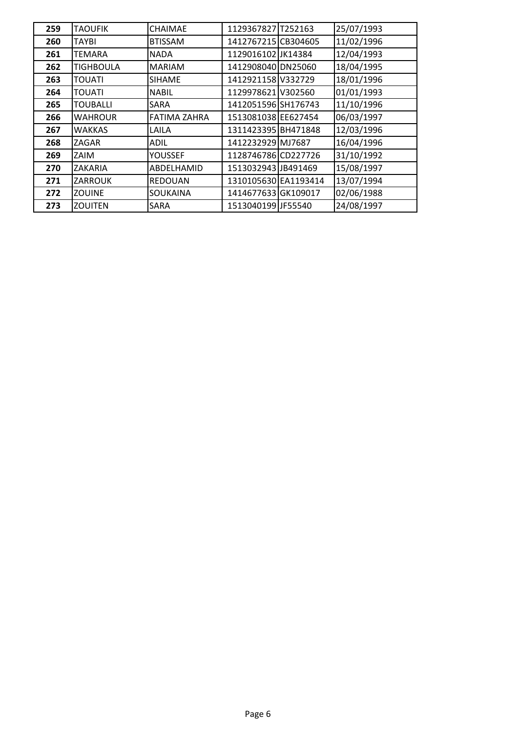| | | | | | |
|---|---|---|---|---|---|
| **259** | TAOUFIK | CHAIMAE | 1129367827 | T252163 | 25/07/1993 |
| **260** | TAYBI | BTISSAM | 1412767215 | CB304605 | 11/02/1996 |
| **261** | TEMARA | NADA | 1129016102 | JK14384 | 12/04/1993 |
| **262** | TIGHBOULA | MARIAM | 1412908040 | DN25060 | 18/04/1995 |
| **263** | TOUATI | SIHAME | 1412921158 | V332729 | 18/01/1996 |
| **264** | TOUATI | NABIL | 1129978621 | V302560 | 01/01/1993 |
| **265** | TOUBALLI | SARA | 1412051596 | SH176743 | 11/10/1996 |
| **266** | WAHROUR | FATIMA ZAHRA | 1513081038 | EE627454 | 06/03/1997 |
| **267** | WAKKAS | LAILA | 1311423395 | BH471848 | 12/03/1996 |
| **268** | ZAGAR | ADIL | 1412232929 | MJ7687 | 16/04/1996 |
| **269** | ZAIM | YOUSSEF | 1128746786 | CD227726 | 31/10/1992 |
| **270** | ZAKARIA | ABDELHAMID | 1513032943 | JB491469 | 15/08/1997 |
| **271** | ZARROUK | REDOUAN | 1310105630 | EA1193414 | 13/07/1994 |
| **272** | ZOUINE | SOUKAINA | 1414677633 | GK109017 | 02/06/1988 |
| **273** | ZOUITEN | SARA | 1513040199 | JF55540 | 24/08/1997 |